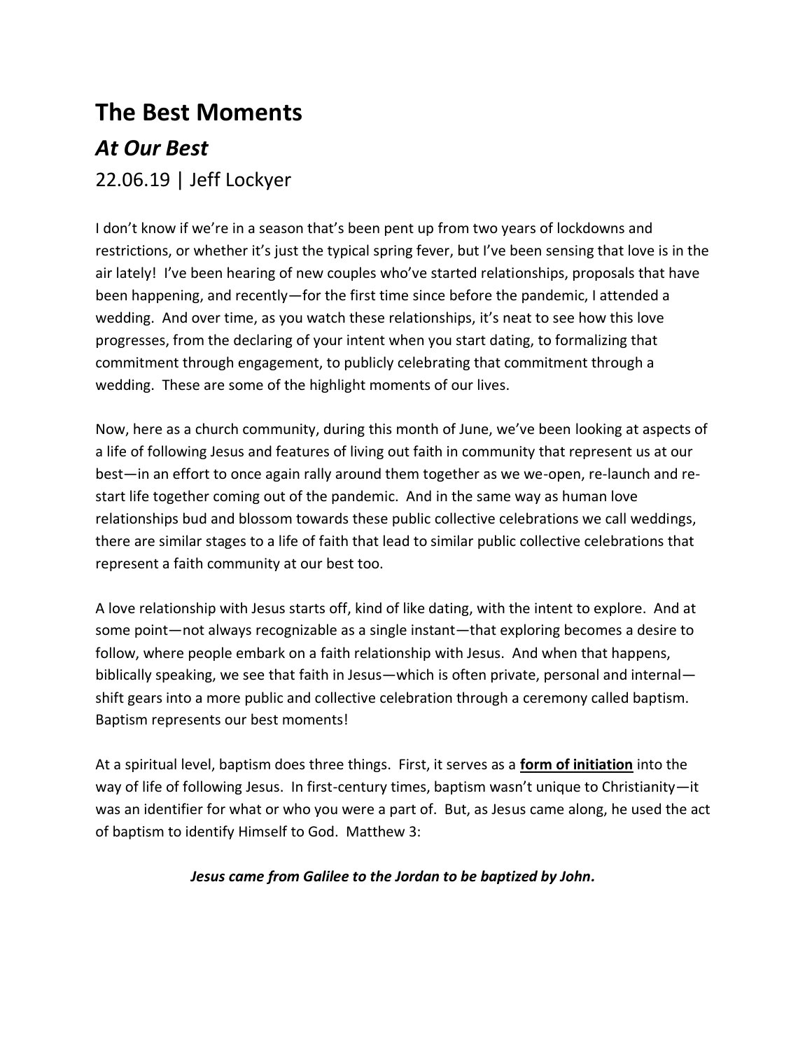# The Best Moments

## *At Our Best*

22.06.19 | Jeff Lockyer

I don't know if we're in a season that's been pent up from two years of lockdowns and restrictions, or whether it's just the typical spring fever, but I've been sensing that love is in the air lately! I've been hearing of new couples who've started relationships, proposals that have been happening, and recently—for the first time since before the pandemic, I attended a wedding. And over time, as you watch these relationships, it's neat to see how this love progresses, from the declaring of your intent when you start dating, to formalizing that commitment through engagement, to publicly celebrating that commitment through a wedding. These are some of the highlight moments of our lives.

Now, here as a church community, during this month of June, we've been looking at aspects of a life of following Jesus and features of living out faith in community that represent us at our best—in an effort to once again rally around them together as we we-open, re-launch and re-start life together coming out of the pandemic. And in the same way as human love relationships bud and blossom towards these public collective celebrations we call weddings, there are similar stages to a life of faith that lead to similar public collective celebrations that represent a faith community at our best too.

A love relationship with Jesus starts off, kind of like dating, with the intent to explore. And at some point—not always recognizable as a single instant—that exploring becomes a desire to follow, where people embark on a faith relationship with Jesus. And when that happens, biblically speaking, we see that faith in Jesus—which is often private, personal and internal—shift gears into a more public and collective celebration through a ceremony called baptism. Baptism represents our best moments!

At a spiritual level, baptism does three things. First, it serves as a <u>**form of initiation**</u> into the way of life of following Jesus. In first-century times, baptism wasn't unique to Christianity—it was an identifier for what or who you were a part of. But, as Jesus came along, he used the act of baptism to identify Himself to God. Matthew 3:

***Jesus came from Galilee to the Jordan to be baptized by John.***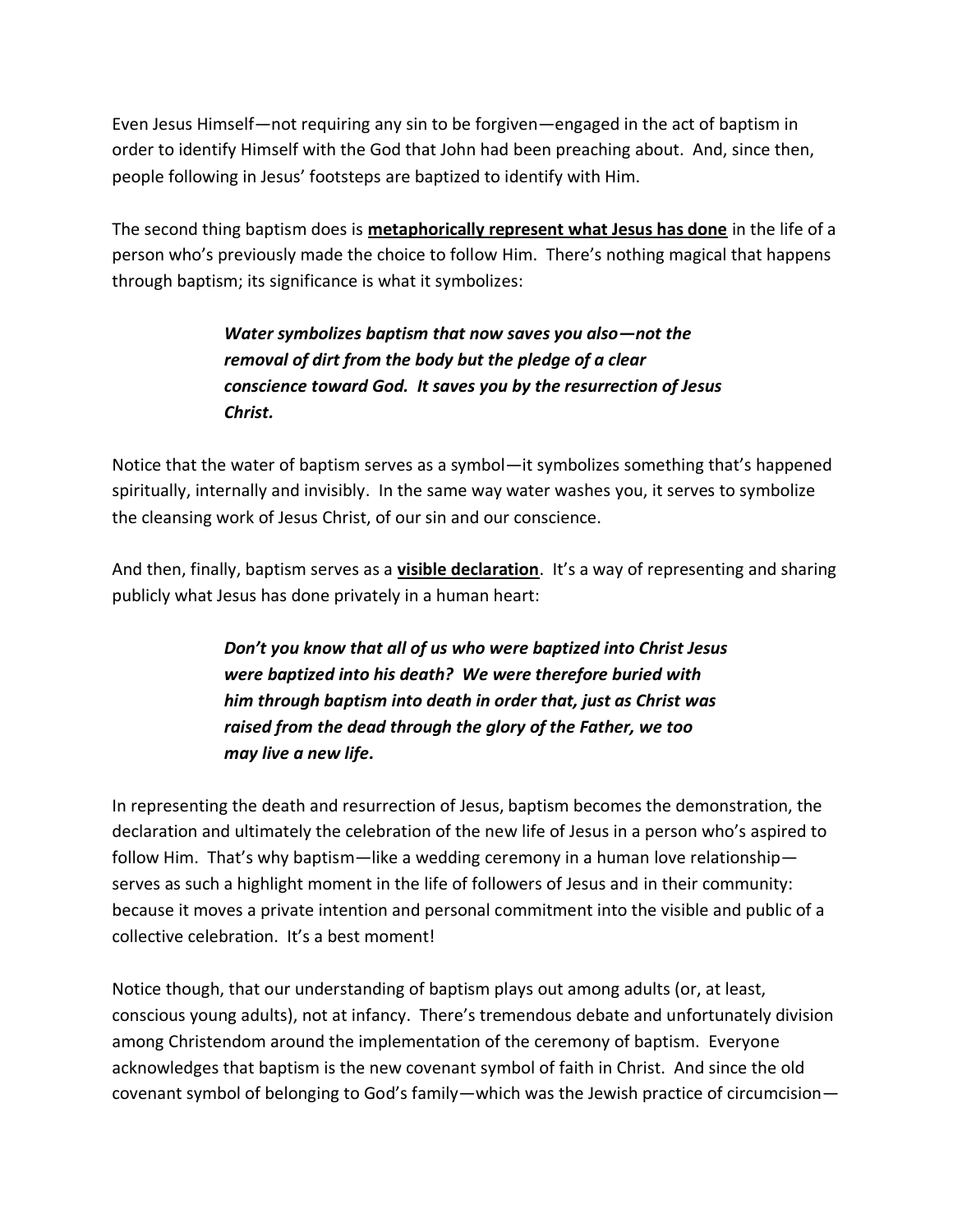Even Jesus Himself—not requiring any sin to be forgiven—engaged in the act of baptism in order to identify Himself with the God that John had been preaching about. And, since then, people following in Jesus' footsteps are baptized to identify with Him.

The second thing baptism does is **metaphorically represent what Jesus has done** in the life of a person who's previously made the choice to follow Him. There's nothing magical that happens through baptism; its significance is what it symbolizes:

> ***Water symbolizes baptism that now saves you also—not the removal of dirt from the body but the pledge of a clear conscience toward God. It saves you by the resurrection of Jesus Christ.***

Notice that the water of baptism serves as a symbol—it symbolizes something that's happened spiritually, internally and invisibly. In the same way water washes you, it serves to symbolize the cleansing work of Jesus Christ, of our sin and our conscience.

And then, finally, baptism serves as a **visible declaration**. It's a way of representing and sharing publicly what Jesus has done privately in a human heart:

> ***Don't you know that all of us who were baptized into Christ Jesus were baptized into his death? We were therefore buried with him through baptism into death in order that, just as Christ was raised from the dead through the glory of the Father, we too may live a new life.***

In representing the death and resurrection of Jesus, baptism becomes the demonstration, the declaration and ultimately the celebration of the new life of Jesus in a person who's aspired to follow Him. That's why baptism—like a wedding ceremony in a human love relationship—serves as such a highlight moment in the life of followers of Jesus and in their community: because it moves a private intention and personal commitment into the visible and public of a collective celebration. It's a best moment!

Notice though, that our understanding of baptism plays out among adults (or, at least, conscious young adults), not at infancy. There's tremendous debate and unfortunately division among Christendom around the implementation of the ceremony of baptism. Everyone acknowledges that baptism is the new covenant symbol of faith in Christ. And since the old covenant symbol of belonging to God's family—which was the Jewish practice of circumcision—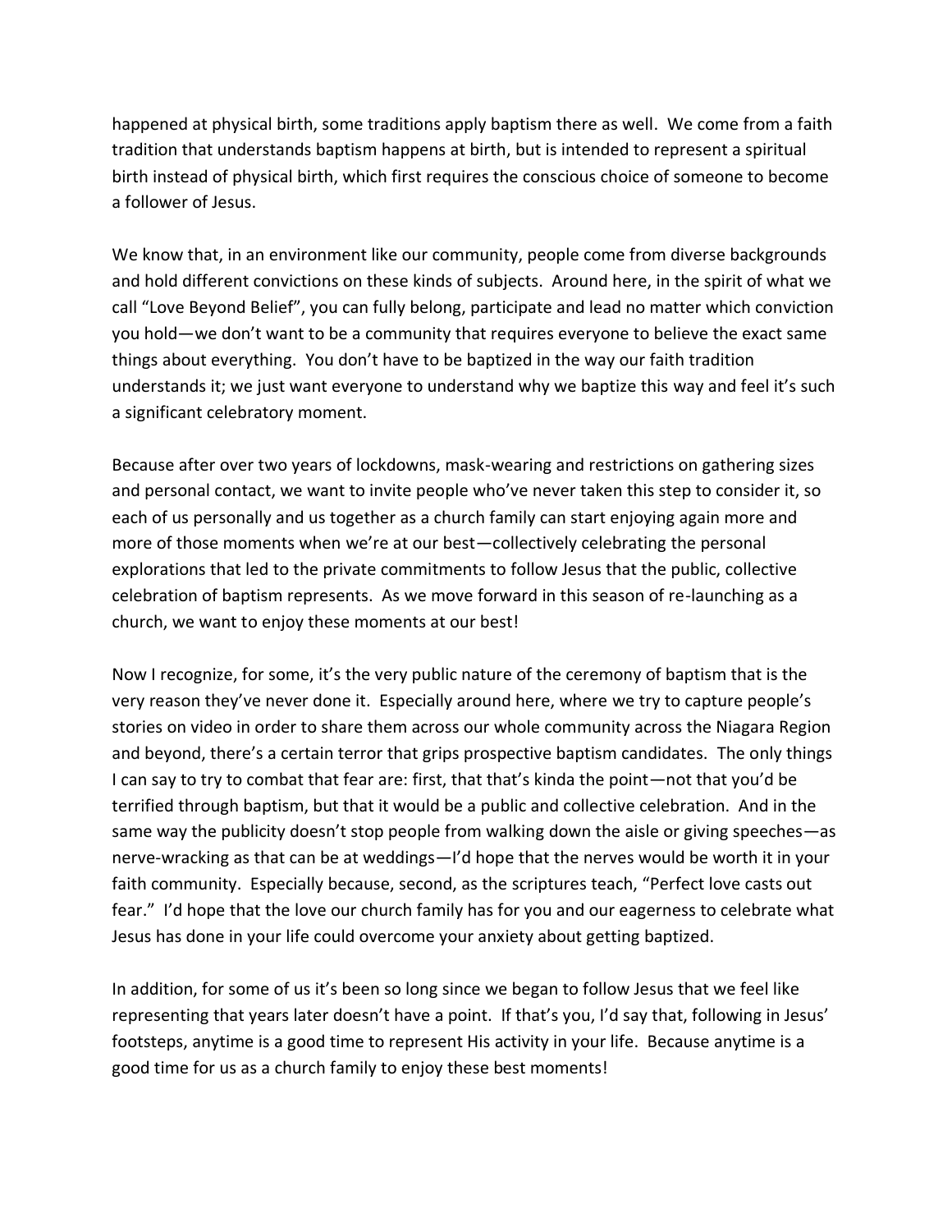happened at physical birth, some traditions apply baptism there as well. We come from a faith tradition that understands baptism happens at birth, but is intended to represent a spiritual birth instead of physical birth, which first requires the conscious choice of someone to become a follower of Jesus.

We know that, in an environment like our community, people come from diverse backgrounds and hold different convictions on these kinds of subjects. Around here, in the spirit of what we call "Love Beyond Belief", you can fully belong, participate and lead no matter which conviction you hold—we don't want to be a community that requires everyone to believe the exact same things about everything. You don't have to be baptized in the way our faith tradition understands it; we just want everyone to understand why we baptize this way and feel it's such a significant celebratory moment.

Because after over two years of lockdowns, mask-wearing and restrictions on gathering sizes and personal contact, we want to invite people who've never taken this step to consider it, so each of us personally and us together as a church family can start enjoying again more and more of those moments when we're at our best—collectively celebrating the personal explorations that led to the private commitments to follow Jesus that the public, collective celebration of baptism represents. As we move forward in this season of re-launching as a church, we want to enjoy these moments at our best!

Now I recognize, for some, it's the very public nature of the ceremony of baptism that is the very reason they've never done it. Especially around here, where we try to capture people's stories on video in order to share them across our whole community across the Niagara Region and beyond, there's a certain terror that grips prospective baptism candidates. The only things I can say to try to combat that fear are: first, that that's kinda the point—not that you'd be terrified through baptism, but that it would be a public and collective celebration. And in the same way the publicity doesn't stop people from walking down the aisle or giving speeches—as nerve-wracking as that can be at weddings—I'd hope that the nerves would be worth it in your faith community. Especially because, second, as the scriptures teach, "Perfect love casts out fear." I'd hope that the love our church family has for you and our eagerness to celebrate what Jesus has done in your life could overcome your anxiety about getting baptized.

In addition, for some of us it's been so long since we began to follow Jesus that we feel like representing that years later doesn't have a point. If that's you, I'd say that, following in Jesus' footsteps, anytime is a good time to represent His activity in your life. Because anytime is a good time for us as a church family to enjoy these best moments!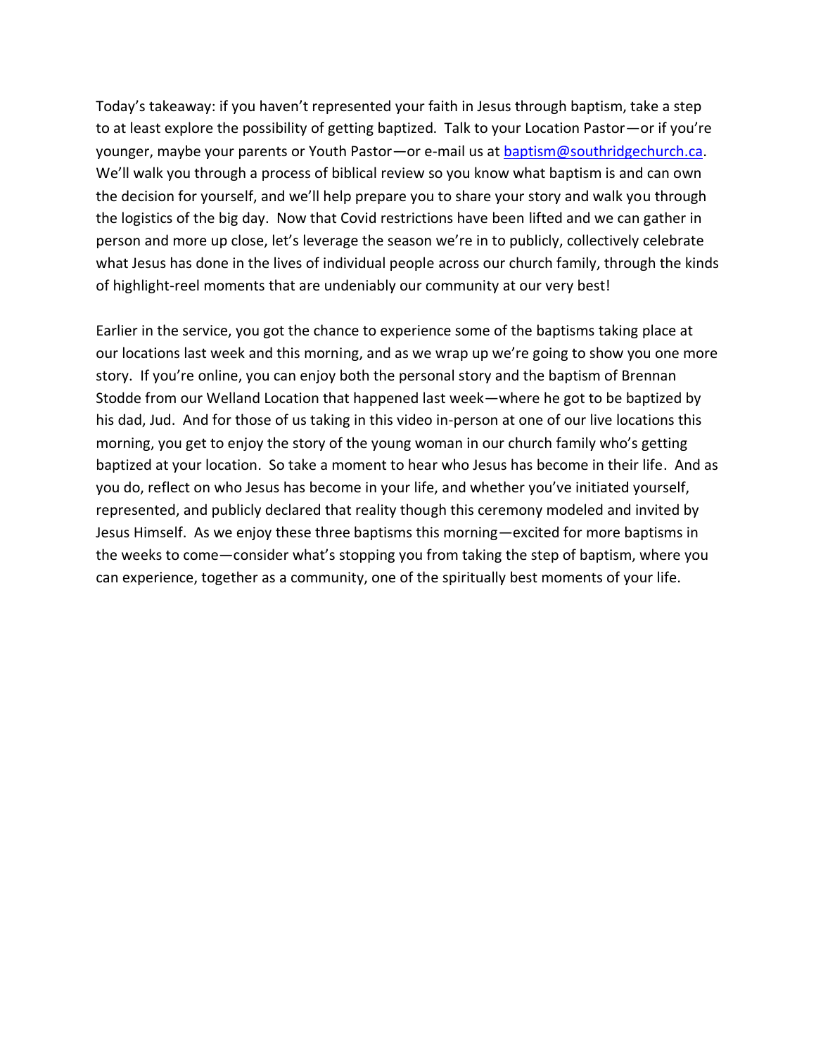Today's takeaway: if you haven't represented your faith in Jesus through baptism, take a step to at least explore the possibility of getting baptized. Talk to your Location Pastor—or if you're younger, maybe your parents or Youth Pastor—or e-mail us at [baptism@southridgechurch.ca](mailto:baptism@southridgechurch.ca). We'll walk you through a process of biblical review so you know what baptism is and can own the decision for yourself, and we'll help prepare you to share your story and walk you through the logistics of the big day. Now that Covid restrictions have been lifted and we can gather in person and more up close, let's leverage the season we're in to publicly, collectively celebrate what Jesus has done in the lives of individual people across our church family, through the kinds of highlight-reel moments that are undeniably our community at our very best!

Earlier in the service, you got the chance to experience some of the baptisms taking place at our locations last week and this morning, and as we wrap up we're going to show you one more story. If you're online, you can enjoy both the personal story and the baptism of Brennan Stodde from our Welland Location that happened last week—where he got to be baptized by his dad, Jud. And for those of us taking in this video in-person at one of our live locations this morning, you get to enjoy the story of the young woman in our church family who's getting baptized at your location. So take a moment to hear who Jesus has become in their life. And as you do, reflect on who Jesus has become in your life, and whether you've initiated yourself, represented, and publicly declared that reality though this ceremony modeled and invited by Jesus Himself. As we enjoy these three baptisms this morning—excited for more baptisms in the weeks to come—consider what's stopping you from taking the step of baptism, where you can experience, together as a community, one of the spiritually best moments of your life.